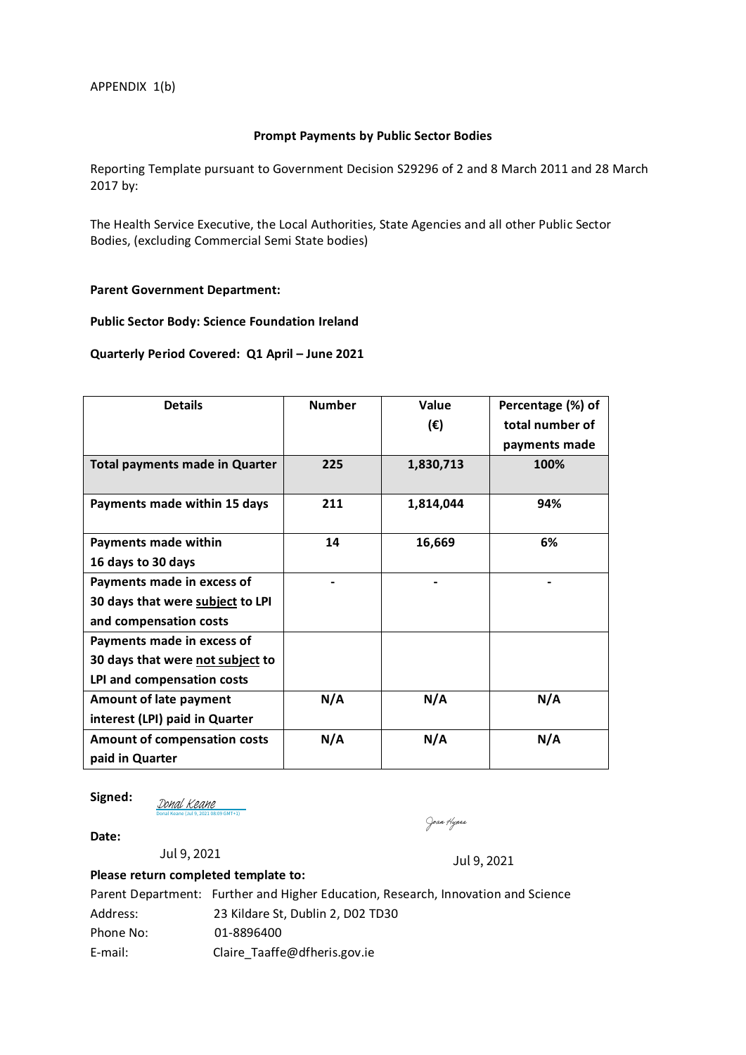APPENDIX 1(b)

**Prompt Payments by Public Sector Bodies**

Reporting Template pursuant to Government Decision S29296 of 2 and 8 March 2011 and 28 March 2017 by:

The Health Service Executive, the Local Authorities, State Agencies and all other Public Sector Bodies, (excluding Commercial Semi State bodies)

**Parent Government Department:**

**Public Sector Body: Science Foundation Ireland**

**Quarterly Period Covered: Q1 April – June 2021**

| Details | Number | Value (€) | Percentage (%) of total number of payments made |
|---|---|---|---|
| **Total payments made in Quarter** | **225** | **1,830,713** | **100%** |
| **Payments made within 15 days** | **211** | **1,814,044** | **94%** |
| **Payments made within 16 days to 30 days** | **14** | **16,669** | **6%** |
| **Payments made in excess of 30 days that were subject to LPI and compensation costs** | **-** | **-** | **-** |
| **Payments made in excess of 30 days that were not subject to LPI and compensation costs** | | | |
| **Amount of late payment interest (LPI) paid in Quarter** | **N/A** | **N/A** | **N/A** |
| **Amount of compensation costs paid in Quarter** | **N/A** | **N/A** | **N/A** |

**Signed:** Donal Keane
Donal Keane (Jul 9, 2021 08:09 GMT+1)

Joan Hynes

**Date:**

Jul 9, 2021

Jul 9, 2021

**Please return completed template to:**

Parent Department: Further and Higher Education, Research, Innovation and Science
Address: 23 Kildare St, Dublin 2, D02 TD30
Phone No: 01-8896400
E-mail: Claire_Taaffe@dfheris.gov.ie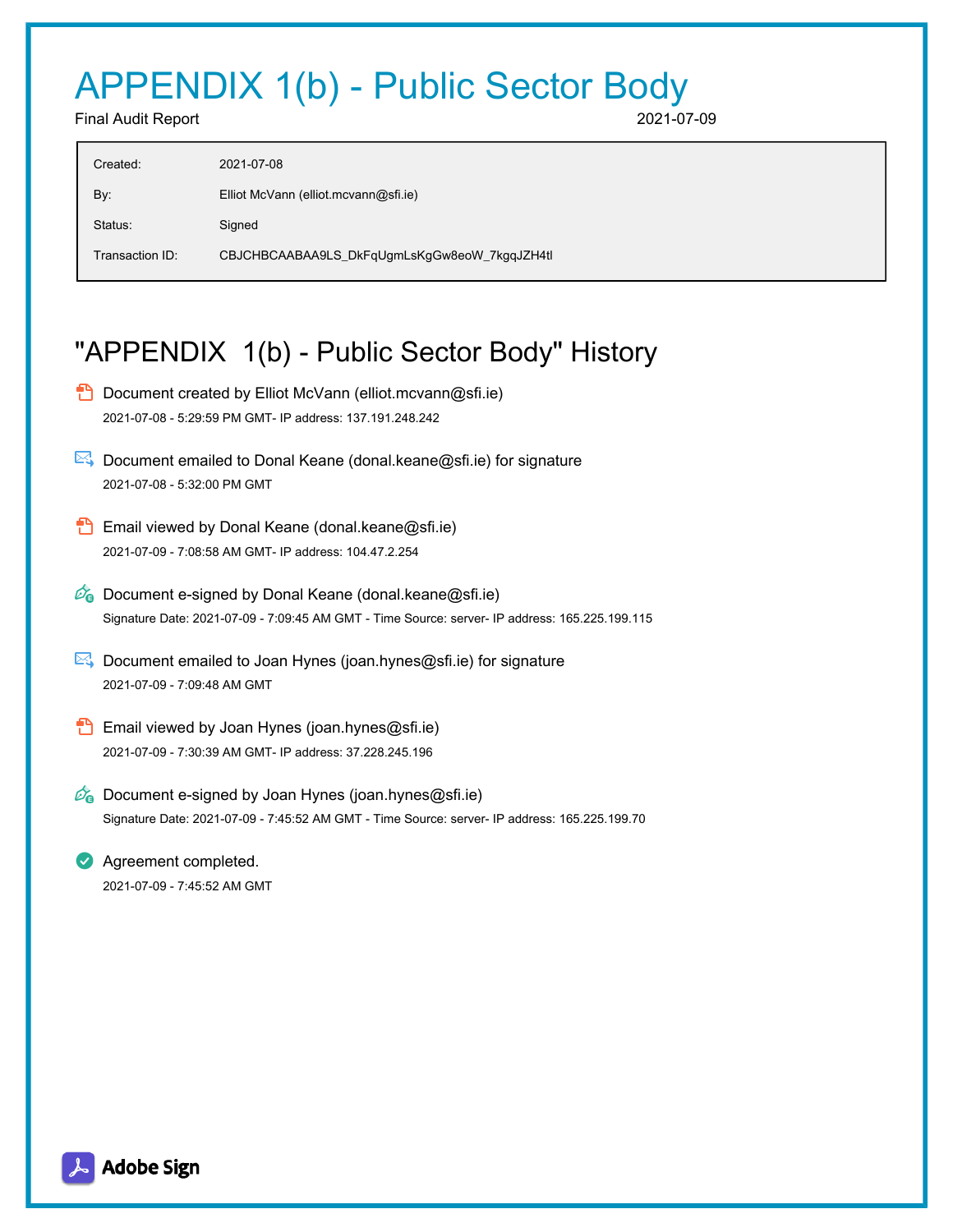# APPENDIX 1(b) - Public Sector Body

Final Audit Report 2021-07-09

| | |
|---|---|
| Created: | 2021-07-08 |
| By: | Elliot McVann (elliot.mcvann@sfi.ie) |
| Status: | Signed |
| Transaction ID: | CBJCHBCAABAA9LS_DkFqUgmLsKgGw8eoW_7kgqJZH4tl |

## "APPENDIX 1(b) - Public Sector Body" History

- Document created by Elliot McVann (elliot.mcvann@sfi.ie)
  2021-07-08 - 5:29:59 PM GMT- IP address: 137.191.248.242

- Document emailed to Donal Keane (donal.keane@sfi.ie) for signature
  2021-07-08 - 5:32:00 PM GMT

- Email viewed by Donal Keane (donal.keane@sfi.ie)
  2021-07-09 - 7:08:58 AM GMT- IP address: 104.47.2.254

- Document e-signed by Donal Keane (donal.keane@sfi.ie)
  Signature Date: 2021-07-09 - 7:09:45 AM GMT - Time Source: server- IP address: 165.225.199.115

- Document emailed to Joan Hynes (joan.hynes@sfi.ie) for signature
  2021-07-09 - 7:09:48 AM GMT

- Email viewed by Joan Hynes (joan.hynes@sfi.ie)
  2021-07-09 - 7:30:39 AM GMT- IP address: 37.228.245.196

- Document e-signed by Joan Hynes (joan.hynes@sfi.ie)
  Signature Date: 2021-07-09 - 7:45:52 AM GMT - Time Source: server- IP address: 165.225.199.70

- Agreement completed.
  2021-07-09 - 7:45:52 AM GMT

Adobe Sign